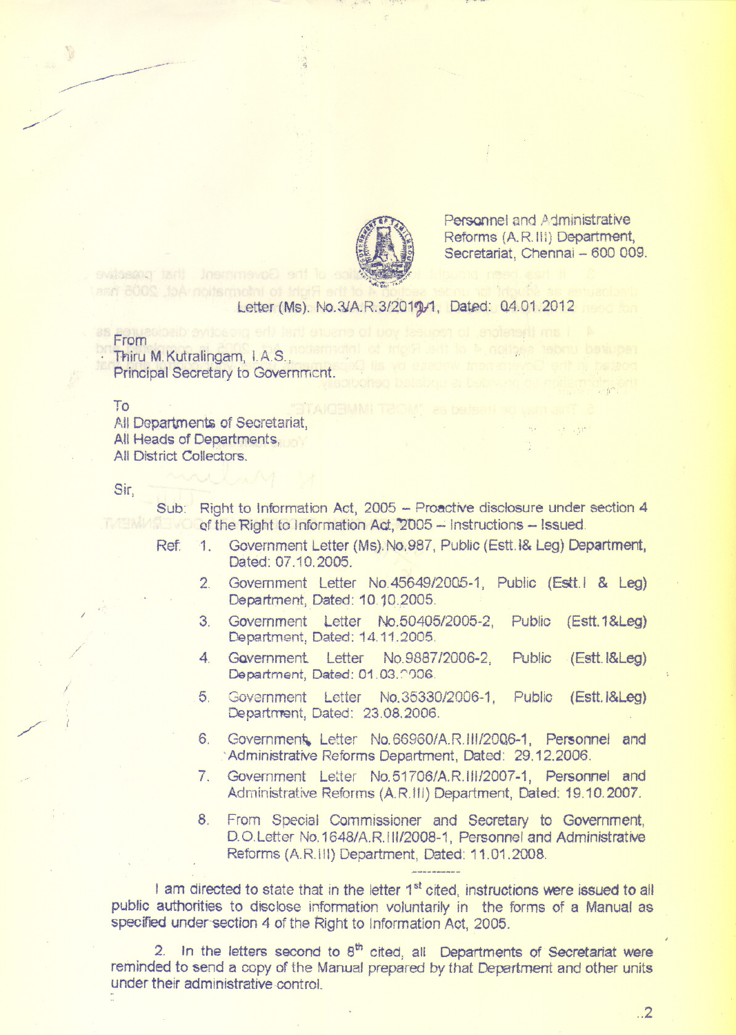Personnel and Administrative Reforms (A.R.III) Department, Secretariat, Chennai – 600 009.

Letter (Ms). No.3/A.R.3/2012-1, Dated: 04.01.2012

From
Thiru M.Kutralingam, I.A.S.,
Principal Secretary to Government.

To
All Departments of Secretariat,
All Heads of Departments,
All District Collectors.

Sir,

Sub: Right to Information Act, 2005 – Proactive disclosure under section 4 of the Right to Information Act, 2005 – Instructions – Issued.

Ref:
1. Government Letter (Ms).No.987, Public (Estt.I& Leg) Department, Dated: 07.10.2005.
2. Government Letter No.45649/2005-1, Public (Estt.I & Leg) Department, Dated: 10.10.2005.
3. Government Letter No.50405/2005-2, Public (Estt.1&Leg) Department, Dated: 14.11.2005.
4. Government Letter No.9887/2006-2, Public (Estt.I&Leg) Department, Dated: 01.03.2006.
5. Government Letter No.35330/2006-1, Public (Estt.I&Leg) Department, Dated: 23.08.2006.
6. Government Letter No.66960/A.R.III/2006-1, Personnel and Administrative Reforms Department, Dated: 29.12.2006.
7. Government Letter No.51706/A.R.III/2007-1, Personnel and Administrative Reforms (A.R.III) Department, Dated: 19.10.2007.
8. From Special Commissioner and Secretary to Government, D.O.Letter No.1648/A.R.III/2008-1, Personnel and Administrative Reforms (A.R.III) Department, Dated: 11.01.2008.

----------

I am directed to state that in the letter 1st cited, instructions were issued to all public authorities to disclose information voluntarily in the forms of a Manual as specified under section 4 of the Right to Information Act, 2005.

2. In the letters second to 8th cited, all Departments of Secretariat were reminded to send a copy of the Manual prepared by that Department and other units under their administrative control.

..2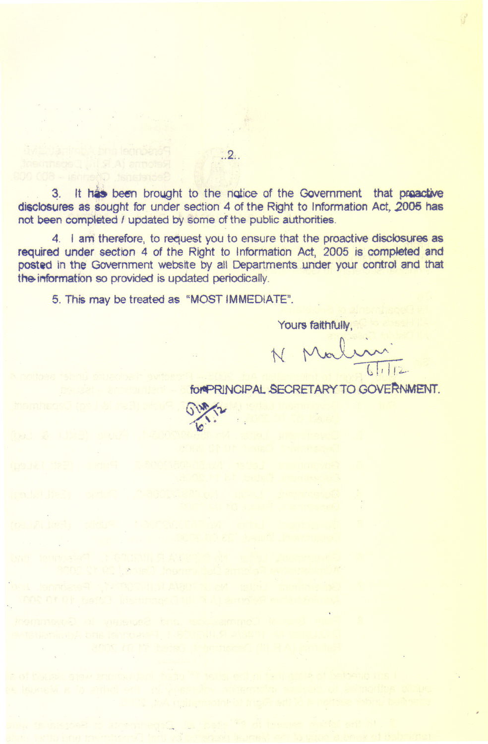3. It has been brought to the notice of the Government that proactive disclosures as sought for under section 4 of the Right to Information Act, 2005 has not been completed / updated by some of the public authorities.

4. I am therefore, to request you to ensure that the proactive disclosures as required under section 4 of the Right to Information Act, 2005 is completed and posted in the Government website by all Departments under your control and that the information so provided is updated periodically.

5. This may be treated as "MOST IMMEDIATE".

Yours faithfully,

N Malini
6.1.12

for PRINCIPAL SECRETARY TO GOVERNMENT.